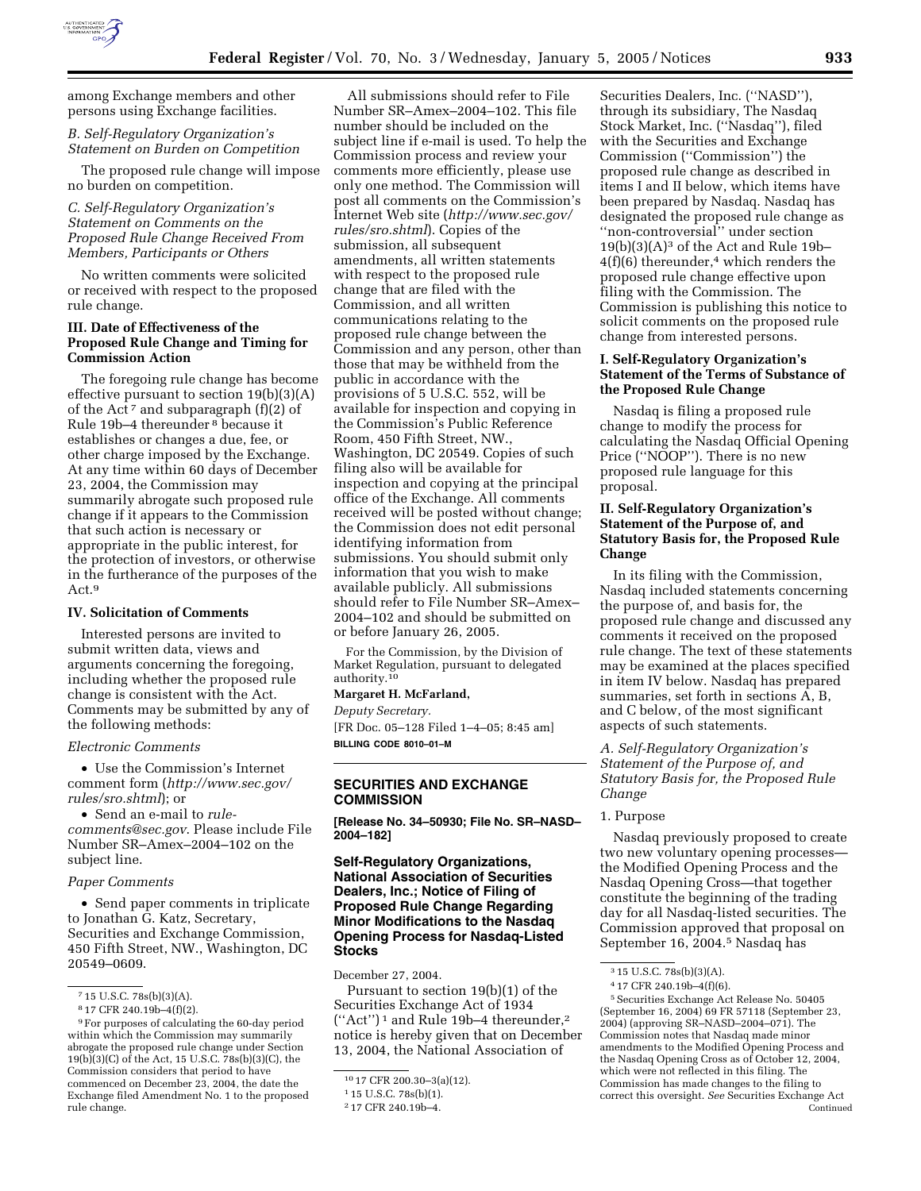among Exchange members and other persons using Exchange facilities.

*B. Self-Regulatory Organization's Statement on Burden on Competition*

The proposed rule change will impose no burden on competition.

*C. Self-Regulatory Organization's Statement on Comments on the Proposed Rule Change Received From Members, Participants or Others*

No written comments were solicited or received with respect to the proposed rule change.

**III. Date of Effectiveness of the Proposed Rule Change and Timing for Commission Action**

The foregoing rule change has become effective pursuant to section 19(b)(3)(A) of the Act [7] and subparagraph (f)(2) of Rule 19b–4 thereunder [8] because it establishes or changes a due, fee, or other charge imposed by the Exchange. At any time within 60 days of December 23, 2004, the Commission may summarily abrogate such proposed rule change if it appears to the Commission that such action is necessary or appropriate in the public interest, for the protection of investors, or otherwise in the furtherance of the purposes of the Act.[9]

**IV. Solicitation of Comments**

Interested persons are invited to submit written data, views and arguments concerning the foregoing, including whether the proposed rule change is consistent with the Act. Comments may be submitted by any of the following methods:

*Electronic Comments*

- Use the Commission's Internet comment form (*http://www.sec.gov/rules/sro.shtml*); or
- Send an e-mail to *rule-comments@sec.gov*. Please include File Number SR–Amex–2004–102 on the subject line.

*Paper Comments*

- Send paper comments in triplicate to Jonathan G. Katz, Secretary, Securities and Exchange Commission, 450 Fifth Street, NW., Washington, DC 20549–0609.

All submissions should refer to File Number SR–Amex–2004–102. This file number should be included on the subject line if e-mail is used. To help the Commission process and review your comments more efficiently, please use only one method. The Commission will post all comments on the Commission's Internet Web site (*http://www.sec.gov/rules/sro.shtml*). Copies of the submission, all subsequent amendments, all written statements with respect to the proposed rule change that are filed with the Commission, and all written communications relating to the proposed rule change between the Commission and any person, other than those that may be withheld from the public in accordance with the provisions of 5 U.S.C. 552, will be available for inspection and copying in the Commission's Public Reference Room, 450 Fifth Street, NW., Washington, DC 20549. Copies of such filing also will be available for inspection and copying at the principal office of the Exchange. All comments received will be posted without change; the Commission does not edit personal identifying information from submissions. You should submit only information that you wish to make available publicly. All submissions should refer to File Number SR–Amex–2004–102 and should be submitted on or before January 26, 2005.

For the Commission, by the Division of Market Regulation, pursuant to delegated authority.[10]

**Margaret H. McFarland,**

*Deputy Secretary.*

[FR Doc. 05–128 Filed 1–4–05; 8:45 am]

**BILLING CODE 8010–01–M**

---

[7] 15 U.S.C. 78s(b)(3)(A).

[8] 17 CFR 240.19b–4(f)(2).

[9] For purposes of calculating the 60-day period within which the Commission may summarily abrogate the proposed rule change under Section 19(b)(3)(C) of the Act, 15 U.S.C. 78s(b)(3)(C), the Commission considers that period to have commenced on December 23, 2004, the date the Exchange filed Amendment No. 1 to the proposed rule change.

[10] 17 CFR 200.30–3(a)(12).

---

## SECURITIES AND EXCHANGE COMMISSION

**[Release No. 34–50930; File No. SR–NASD–2004–182]**

### Self-Regulatory Organizations, National Association of Securities Dealers, Inc.; Notice of Filing of Proposed Rule Change Regarding Minor Modifications to the Nasdaq Opening Process for Nasdaq-Listed Stocks

December 27, 2004.

Pursuant to section 19(b)(1) of the Securities Exchange Act of 1934 ("Act") [1] and Rule 19b–4 thereunder,[2] notice is hereby given that on December 13, 2004, the National Association of Securities Dealers, Inc. ("NASD"), through its subsidiary, The Nasdaq Stock Market, Inc. ("Nasdaq"), filed with the Securities and Exchange Commission ("Commission") the proposed rule change as described in items I and II below, which items have been prepared by Nasdaq. Nasdaq has designated the proposed rule change as "non-controversial" under section 19(b)(3)(A)[3] of the Act and Rule 19b–4(f)(6) thereunder,[4] which renders the proposed rule change effective upon filing with the Commission. The Commission is publishing this notice to solicit comments on the proposed rule change from interested persons.

**I. Self-Regulatory Organization's Statement of the Terms of Substance of the Proposed Rule Change**

Nasdaq is filing a proposed rule change to modify the process for calculating the Nasdaq Official Opening Price ("NOOP"). There is no new proposed rule language for this proposal.

**II. Self-Regulatory Organization's Statement of the Purpose of, and Statutory Basis for, the Proposed Rule Change**

In its filing with the Commission, Nasdaq included statements concerning the purpose of, and basis for, the proposed rule change and discussed any comments it received on the proposed rule change. The text of these statements may be examined at the places specified in item IV below. Nasdaq has prepared summaries, set forth in sections A, B, and C below, of the most significant aspects of such statements.

*A. Self-Regulatory Organization's Statement of the Purpose of, and Statutory Basis for, the Proposed Rule Change*

1. Purpose

Nasdaq previously proposed to create two new voluntary opening processes—the Modified Opening Process and the Nasdaq Opening Cross—that together constitute the beginning of the trading day for all Nasdaq-listed securities. The Commission approved that proposal on September 16, 2004.[5] Nasdaq has

---

[1] 15 U.S.C. 78s(b)(1).

[2] 17 CFR 240.19b–4.

[3] 15 U.S.C. 78s(b)(3)(A).

[4] 17 CFR 240.19b–4(f)(6).

[5] Securities Exchange Act Release No. 50405 (September 16, 2004) 69 FR 57118 (September 23, 2004) (approving SR–NASD–2004–071). The Commission notes that Nasdaq made minor amendments to the Modified Opening Process and the Nasdaq Opening Cross as of October 12, 2004, which were not reflected in this filing. The Commission has made changes to the filing to correct this oversight. *See* Securities Exchange Act Continued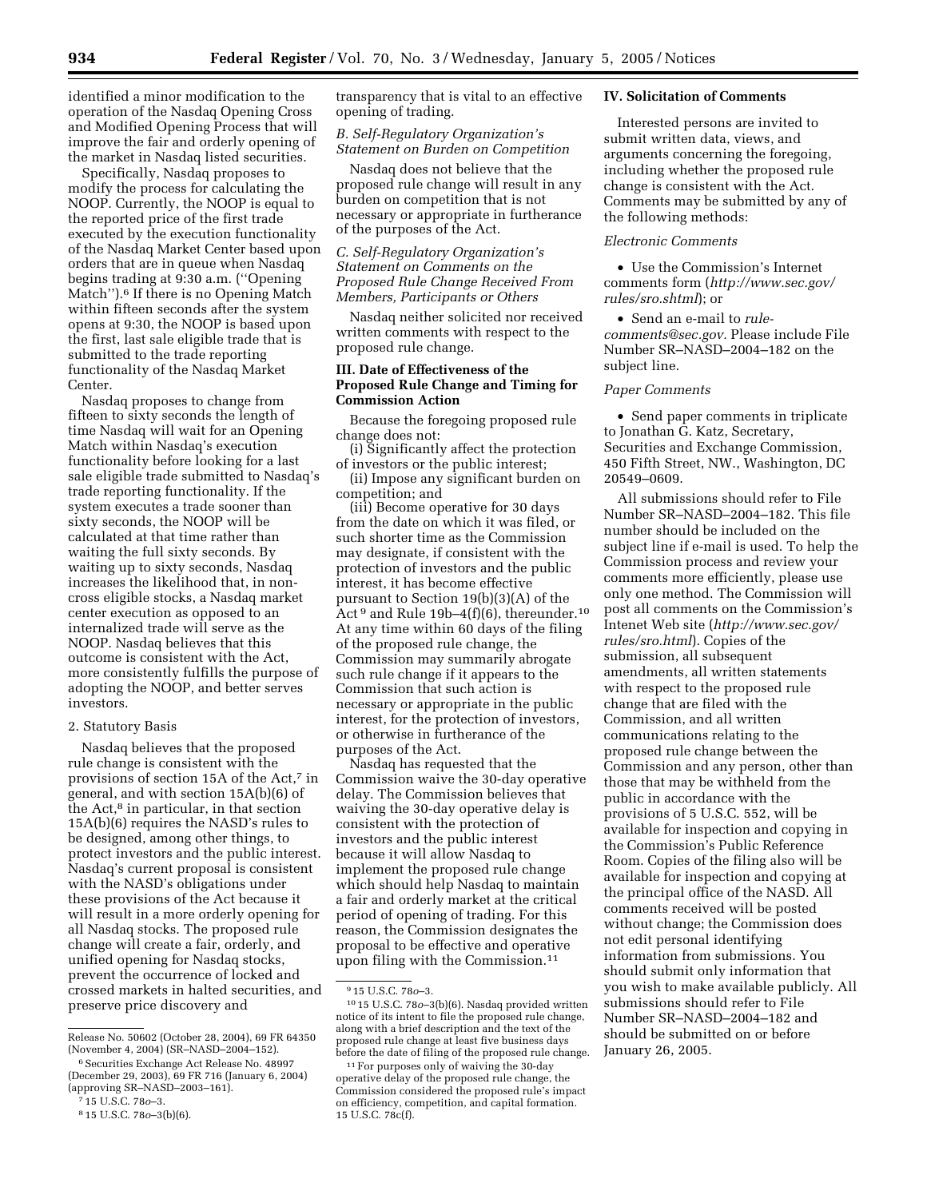identified a minor modification to the operation of the Nasdaq Opening Cross and Modified Opening Process that will improve the fair and orderly opening of the market in Nasdaq listed securities.

Specifically, Nasdaq proposes to modify the process for calculating the NOOP. Currently, the NOOP is equal to the reported price of the first trade executed by the execution functionality of the Nasdaq Market Center based upon orders that are in queue when Nasdaq begins trading at 9:30 a.m. (''Opening Match'').[6] If there is no Opening Match within fifteen seconds after the system opens at 9:30, the NOOP is based upon the first, last sale eligible trade that is submitted to the trade reporting functionality of the Nasdaq Market Center.

Nasdaq proposes to change from fifteen to sixty seconds the length of time Nasdaq will wait for an Opening Match within Nasdaq's execution functionality before looking for a last sale eligible trade submitted to Nasdaq's trade reporting functionality. If the system executes a trade sooner than sixty seconds, the NOOP will be calculated at that time rather than waiting the full sixty seconds. By waiting up to sixty seconds, Nasdaq increases the likelihood that, in non-cross eligible stocks, a Nasdaq market center execution as opposed to an internalized trade will serve as the NOOP. Nasdaq believes that this outcome is consistent with the Act, more consistently fulfills the purpose of adopting the NOOP, and better serves investors.

2. Statutory Basis

Nasdaq believes that the proposed rule change is consistent with the provisions of section 15A of the Act,[7] in general, and with section 15A(b)(6) of the Act,[8] in particular, in that section 15A(b)(6) requires the NASD's rules to be designed, among other things, to protect investors and the public interest. Nasdaq's current proposal is consistent with the NASD's obligations under these provisions of the Act because it will result in a more orderly opening for all Nasdaq stocks. The proposed rule change will create a fair, orderly, and unified opening for Nasdaq stocks, prevent the occurrence of locked and crossed markets in halted securities, and preserve price discovery and transparency that is vital to an effective opening of trading.

*B. Self-Regulatory Organization's Statement on Burden on Competition*

Nasdaq does not believe that the proposed rule change will result in any burden on competition that is not necessary or appropriate in furtherance of the purposes of the Act.

*C. Self-Regulatory Organization's Statement on Comments on the Proposed Rule Change Received From Members, Participants or Others*

Nasdaq neither solicited nor received written comments with respect to the proposed rule change.

## III. Date of Effectiveness of the Proposed Rule Change and Timing for Commission Action

Because the foregoing proposed rule change does not:

(i) Significantly affect the protection of investors or the public interest;

(ii) Impose any significant burden on competition; and

(iii) Become operative for 30 days from the date on which it was filed, or such shorter time as the Commission may designate, if consistent with the protection of investors and the public interest, it has become effective pursuant to Section 19(b)(3)(A) of the Act[9] and Rule 19b–4(f)(6), thereunder.[10] At any time within 60 days of the filing of the proposed rule change, the Commission may summarily abrogate such rule change if it appears to the Commission that such action is necessary or appropriate in the public interest, for the protection of investors, or otherwise in furtherance of the purposes of the Act.

Nasdaq has requested that the Commission waive the 30-day operative delay. The Commission believes that waiving the 30-day operative delay is consistent with the protection of investors and the public interest because it will allow Nasdaq to implement the proposed rule change which should help Nasdaq to maintain a fair and orderly market at the critical period of opening of trading. For this reason, the Commission designates the proposal to be effective and operative upon filing with the Commission.[11]

## IV. Solicitation of Comments

Interested persons are invited to submit written data, views, and arguments concerning the foregoing, including whether the proposed rule change is consistent with the Act. Comments may be submitted by any of the following methods:

*Electronic Comments*

- Use the Commission's Internet comments form (*http://www.sec.gov/rules/sro.shtml*); or
- Send an e-mail to *rule-comments@sec.gov.* Please include File Number SR–NASD–2004–182 on the subject line.

*Paper Comments*

- Send paper comments in triplicate to Jonathan G. Katz, Secretary, Securities and Exchange Commission, 450 Fifth Street, NW., Washington, DC 20549–0609.

All submissions should refer to File Number SR–NASD–2004–182. This file number should be included on the subject line if e-mail is used. To help the Commission process and review your comments more efficiently, please use only one method. The Commission will post all comments on the Commission's Intenet Web site (*http://www.sec.gov/rules/sro.html*). Copies of the submission, all subsequent amendments, all written statements with respect to the proposed rule change that are filed with the Commission, and all written communications relating to the proposed rule change between the Commission and any person, other than those that may be withheld from the public in accordance with the provisions of 5 U.S.C. 552, will be available for inspection and copying in the Commission's Public Reference Room. Copies of the filing also will be available for inspection and copying at the principal office of the NASD. All comments received will be posted without change; the Commission does not edit personal identifying information from submissions. You should submit only information that you wish to make available publicly. All submissions should refer to File Number SR–NASD–2004–182 and should be submitted on or before January 26, 2005.

---

Release No. 50602 (October 28, 2004), 69 FR 64350 (November 4, 2004) (SR–NASD–2004–152).

[6] Securities Exchange Act Release No. 48997 (December 29, 2003), 69 FR 716 (January 6, 2004) (approving SR–NASD–2003–161).

[7] 15 U.S.C. 78*o*–3.

[8] 15 U.S.C. 78*o*–3(b)(6).

[9] 15 U.S.C. 78*o*–3.

[10] 15 U.S.C. 78*o*–3(b)(6). Nasdaq provided written notice of its intent to file the proposed rule change, along with a brief description and the text of the proposed rule change at least five business days before the date of filing of the proposed rule change.

[11] For purposes only of waiving the 30-day operative delay of the proposed rule change, the Commission considered the proposed rule's impact on efficiency, competition, and capital formation. 15 U.S.C. 78c(f).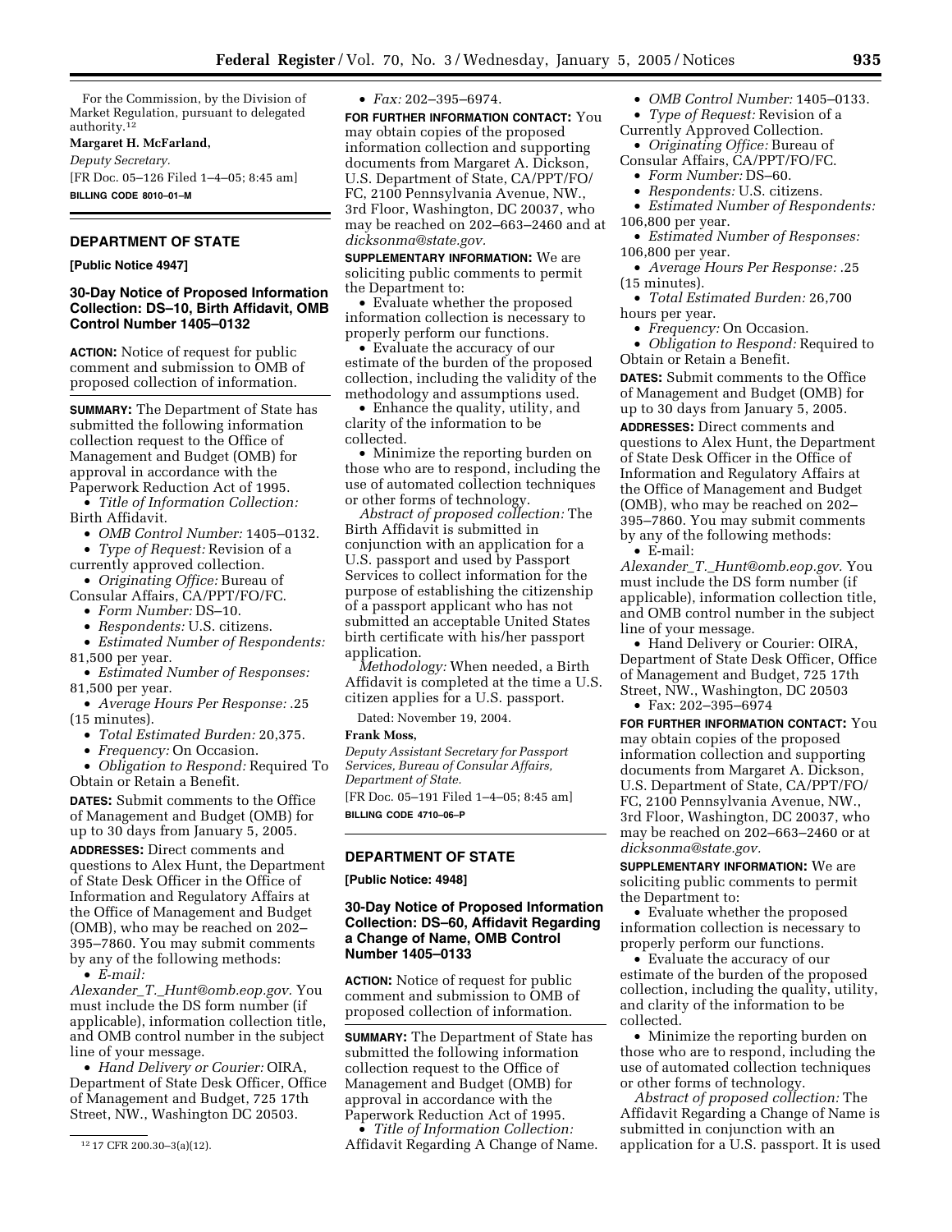For the Commission, by the Division of Market Regulation, pursuant to delegated authority.[12]

**Margaret H. McFarland,**

*Deputy Secretary.*

[FR Doc. 05–126 Filed 1–4–05; 8:45 am]

**BILLING CODE 8010–01–M**

[12] 17 CFR 200.30–3(a)(12).

## DEPARTMENT OF STATE

**[Public Notice 4947]**

### 30-Day Notice of Proposed Information Collection: DS–10, Birth Affidavit, OMB Control Number 1405–0132

**ACTION:** Notice of request for public comment and submission to OMB of proposed collection of information.

**SUMMARY:** The Department of State has submitted the following information collection request to the Office of Management and Budget (OMB) for approval in accordance with the Paperwork Reduction Act of 1995.

- *Title of Information Collection:* Birth Affidavit.
- *OMB Control Number:* 1405–0132.
- *Type of Request:* Revision of a currently approved collection.
- *Originating Office:* Bureau of Consular Affairs, CA/PPT/FO/FC.
- *Form Number:* DS–10.
- *Respondents:* U.S. citizens.
- *Estimated Number of Respondents:* 81,500 per year.
- *Estimated Number of Responses:* 81,500 per year.
- *Average Hours Per Response:* .25 (15 minutes).
- *Total Estimated Burden:* 20,375.
- *Frequency:* On Occasion.
- *Obligation to Respond:* Required To Obtain or Retain a Benefit.

**DATES:** Submit comments to the Office of Management and Budget (OMB) for up to 30 days from January 5, 2005.

**ADDRESSES:** Direct comments and questions to Alex Hunt, the Department of State Desk Officer in the Office of Information and Regulatory Affairs at the Office of Management and Budget (OMB), who may be reached on 202–395–7860. You may submit comments by any of the following methods:

- *E-mail: Alexander_T._Hunt@omb.eop.gov.* You must include the DS form number (if applicable), information collection title, and OMB control number in the subject line of your message.
- *Hand Delivery or Courier:* OIRA, Department of State Desk Officer, Office of Management and Budget, 725 17th Street, NW., Washington DC 20503.
- *Fax:* 202–395–6974.

**FOR FURTHER INFORMATION CONTACT:** You may obtain copies of the proposed information collection and supporting documents from Margaret A. Dickson, U.S. Department of State, CA/PPT/FO/FC, 2100 Pennsylvania Avenue, NW., 3rd Floor, Washington, DC 20037, who may be reached on 202–663–2460 and at *dicksonma@state.gov.*

**SUPPLEMENTARY INFORMATION:** We are soliciting public comments to permit the Department to:

- Evaluate whether the proposed information collection is necessary to properly perform our functions.
- Evaluate the accuracy of our estimate of the burden of the proposed collection, including the validity of the methodology and assumptions used.
- Enhance the quality, utility, and clarity of the information to be collected.
- Minimize the reporting burden on those who are to respond, including the use of automated collection techniques or other forms of technology.

*Abstract of proposed collection:* The Birth Affidavit is submitted in conjunction with an application for a U.S. passport and used by Passport Services to collect information for the purpose of establishing the citizenship of a passport applicant who has not submitted an acceptable United States birth certificate with his/her passport application.

*Methodology:* When needed, a Birth Affidavit is completed at the time a U.S. citizen applies for a U.S. passport.

Dated: November 19, 2004.

**Frank Moss,**

*Deputy Assistant Secretary for Passport Services, Bureau of Consular Affairs, Department of State.*

[FR Doc. 05–191 Filed 1–4–05; 8:45 am]

**BILLING CODE 4710–06–P**

## DEPARTMENT OF STATE

**[Public Notice: 4948]**

### 30-Day Notice of Proposed Information Collection: DS–60, Affidavit Regarding a Change of Name, OMB Control Number 1405–0133

**ACTION:** Notice of request for public comment and submission to OMB of proposed collection of information.

**SUMMARY:** The Department of State has submitted the following information collection request to the Office of Management and Budget (OMB) for approval in accordance with the Paperwork Reduction Act of 1995.

- *Title of Information Collection:* Affidavit Regarding A Change of Name.
- *OMB Control Number:* 1405–0133.
- *Type of Request:* Revision of a Currently Approved Collection.
- *Originating Office:* Bureau of Consular Affairs, CA/PPT/FO/FC.
- *Form Number:* DS–60.
- *Respondents:* U.S. citizens.
- *Estimated Number of Respondents:* 106,800 per year.
- *Estimated Number of Responses:* 106,800 per year.
- *Average Hours Per Response:* .25 (15 minutes).
- *Total Estimated Burden:* 26,700 hours per year.
- *Frequency:* On Occasion.
- *Obligation to Respond:* Required to Obtain or Retain a Benefit.

**DATES:** Submit comments to the Office of Management and Budget (OMB) for up to 30 days from January 5, 2005.

**ADDRESSES:** Direct comments and questions to Alex Hunt, the Department of State Desk Officer in the Office of Information and Regulatory Affairs at the Office of Management and Budget (OMB), who may be reached on 202–395–7860. You may submit comments by any of the following methods:

- E-mail: *Alexander_T._Hunt@omb.eop.gov.* You must include the DS form number (if applicable), information collection title, and OMB control number in the subject line of your message.
- Hand Delivery or Courier: OIRA, Department of State Desk Officer, Office of Management and Budget, 725 17th Street, NW., Washington, DC 20503
- Fax: 202–395–6974

**FOR FURTHER INFORMATION CONTACT:** You may obtain copies of the proposed information collection and supporting documents from Margaret A. Dickson, U.S. Department of State, CA/PPT/FO/FC, 2100 Pennsylvania Avenue, NW., 3rd Floor, Washington, DC 20037, who may be reached on 202–663–2460 or at *dicksonma@state.gov.*

**SUPPLEMENTARY INFORMATION:** We are soliciting public comments to permit the Department to:

- Evaluate whether the proposed information collection is necessary to properly perform our functions.
- Evaluate the accuracy of our estimate of the burden of the proposed collection, including the quality, utility, and clarity of the information to be collected.
- Minimize the reporting burden on those who are to respond, including the use of automated collection techniques or other forms of technology.

*Abstract of proposed collection:* The Affidavit Regarding a Change of Name is submitted in conjunction with an application for a U.S. passport. It is used